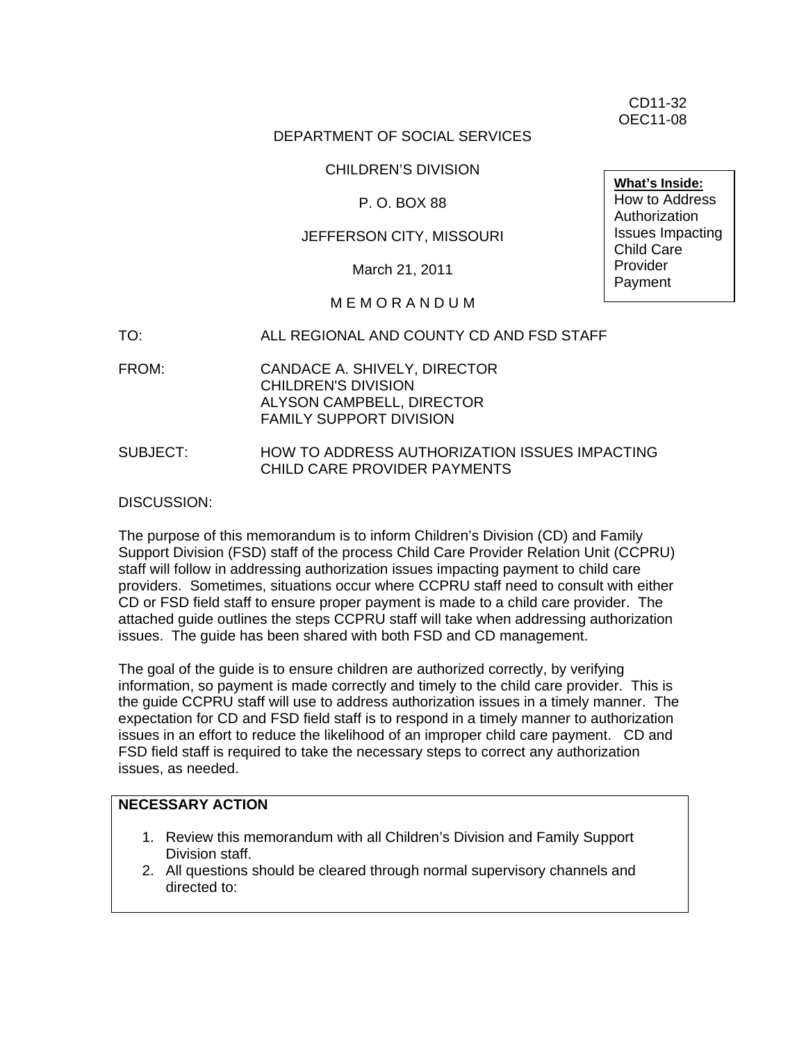CD11-32
OEC11-08

DEPARTMENT OF SOCIAL SERVICES

CHILDREN'S DIVISION

P. O. BOX 88

JEFFERSON CITY, MISSOURI

March 21, 2011

M E M O R A N D U M

**What's Inside:**
How to Address Authorization Issues Impacting Child Care Provider Payment

TO: ALL REGIONAL AND COUNTY CD AND FSD STAFF

FROM: CANDACE A. SHIVELY, DIRECTOR
CHILDREN'S DIVISION
ALYSON CAMPBELL, DIRECTOR
FAMILY SUPPORT DIVISION

SUBJECT: HOW TO ADDRESS AUTHORIZATION ISSUES IMPACTING CHILD CARE PROVIDER PAYMENTS

DISCUSSION:

The purpose of this memorandum is to inform Children's Division (CD) and Family Support Division (FSD) staff of the process Child Care Provider Relation Unit (CCPRU) staff will follow in addressing authorization issues impacting payment to child care providers. Sometimes, situations occur where CCPRU staff need to consult with either CD or FSD field staff to ensure proper payment is made to a child care provider. The attached guide outlines the steps CCPRU staff will take when addressing authorization issues. The guide has been shared with both FSD and CD management.

The goal of the guide is to ensure children are authorized correctly, by verifying information, so payment is made correctly and timely to the child care provider. This is the guide CCPRU staff will use to address authorization issues in a timely manner. The expectation for CD and FSD field staff is to respond in a timely manner to authorization issues in an effort to reduce the likelihood of an improper child care payment. CD and FSD field staff is required to take the necessary steps to correct any authorization issues, as needed.

**NECESSARY ACTION**

1. Review this memorandum with all Children's Division and Family Support Division staff.
2. All questions should be cleared through normal supervisory channels and directed to: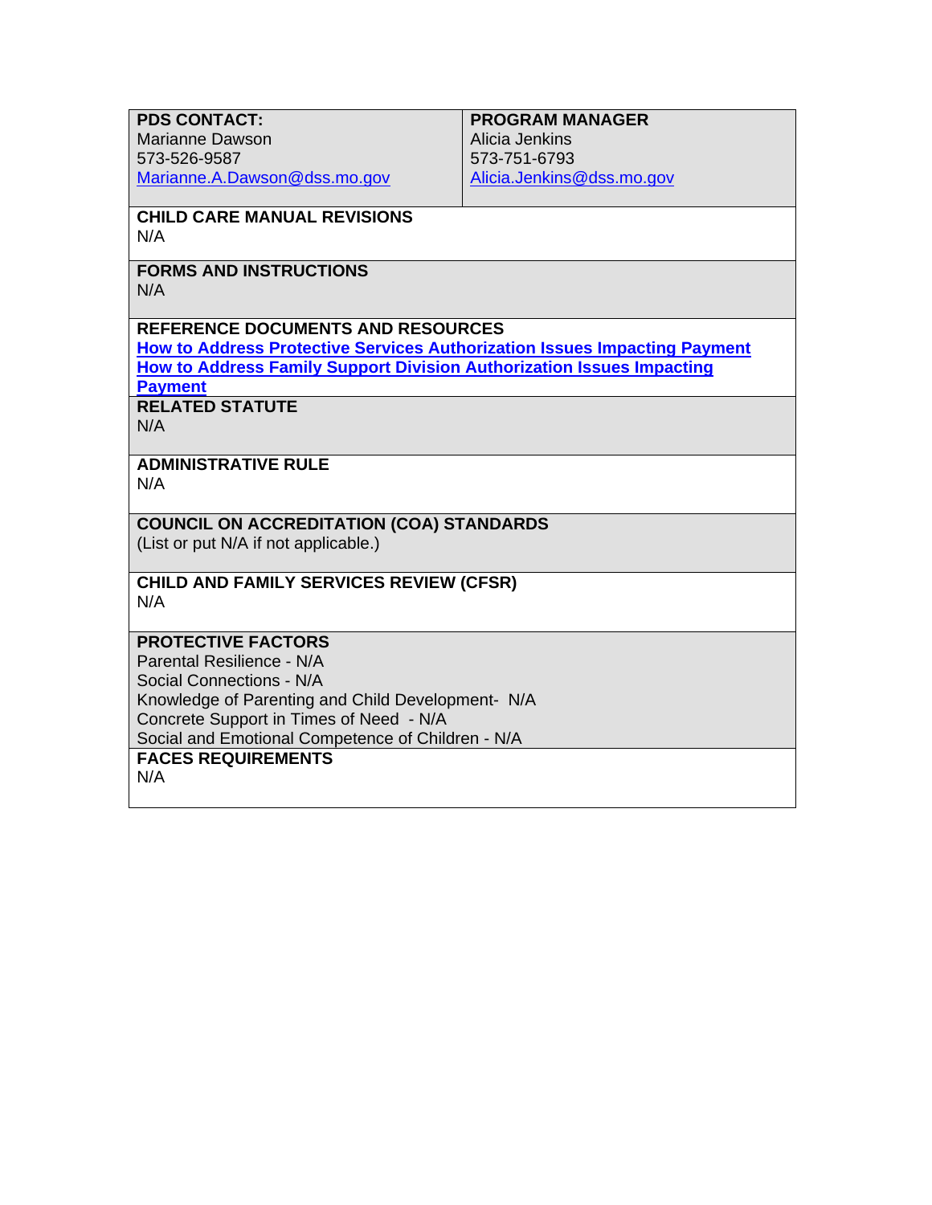| **PDS CONTACT:** | **PROGRAM MANAGER** |
|---|---|
| Marianne Dawson<br>573-526-9587<br>Marianne.A.Dawson@dss.mo.gov | Alicia Jenkins<br>573-751-6793<br>Alicia.Jenkins@dss.mo.gov |

**CHILD CARE MANUAL REVISIONS**
N/A

**FORMS AND INSTRUCTIONS**
N/A

**REFERENCE DOCUMENTS AND RESOURCES**
**How to Address Protective Services Authorization Issues Impacting Payment**
**How to Address Family Support Division Authorization Issues Impacting Payment**

**RELATED STATUTE**
N/A

**ADMINISTRATIVE RULE**
N/A

**COUNCIL ON ACCREDITATION (COA) STANDARDS**
(List or put N/A if not applicable.)

**CHILD AND FAMILY SERVICES REVIEW (CFSR)**
N/A

**PROTECTIVE FACTORS**
Parental Resilience - N/A
Social Connections - N/A
Knowledge of Parenting and Child Development- N/A
Concrete Support in Times of Need - N/A
Social and Emotional Competence of Children - N/A

**FACES REQUIREMENTS**
N/A